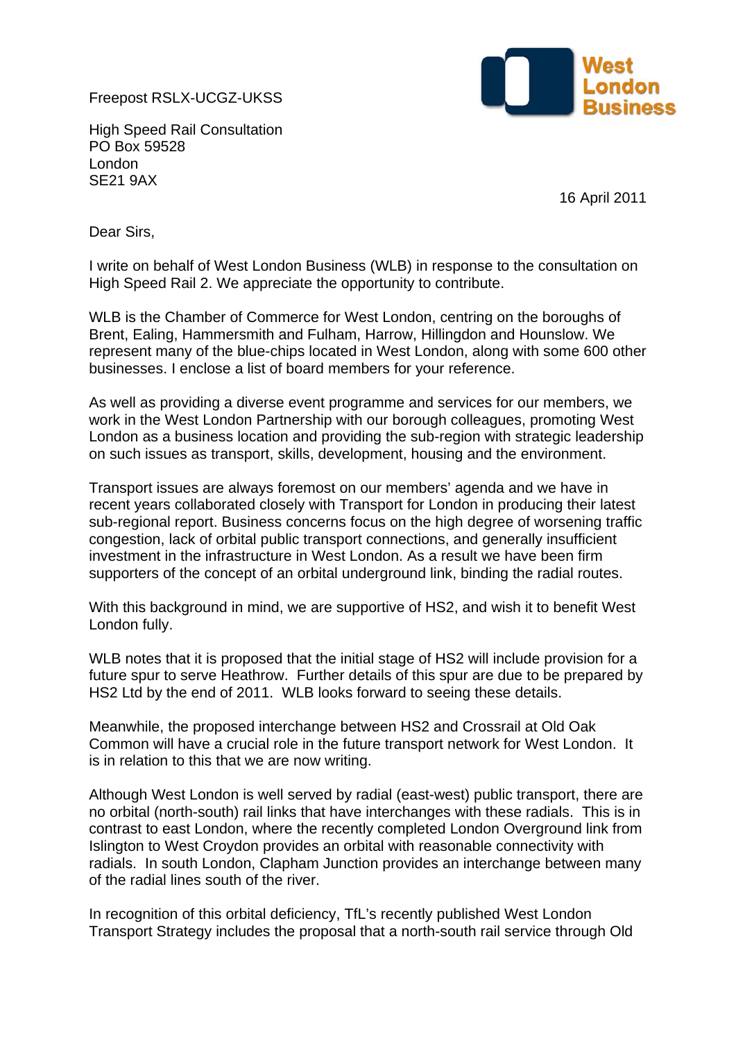Freepost RSLX-UCGZ-UKSS

West London Business

High Speed Rail Consultation
PO Box 59528
London
SE21 9AX

16 April 2011

Dear Sirs,

I write on behalf of West London Business (WLB) in response to the consultation on High Speed Rail 2. We appreciate the opportunity to contribute.

WLB is the Chamber of Commerce for West London, centring on the boroughs of Brent, Ealing, Hammersmith and Fulham, Harrow, Hillingdon and Hounslow. We represent many of the blue-chips located in West London, along with some 600 other businesses. I enclose a list of board members for your reference.

As well as providing a diverse event programme and services for our members, we work in the West London Partnership with our borough colleagues, promoting West London as a business location and providing the sub-region with strategic leadership on such issues as transport, skills, development, housing and the environment.

Transport issues are always foremost on our members' agenda and we have in recent years collaborated closely with Transport for London in producing their latest sub-regional report. Business concerns focus on the high degree of worsening traffic congestion, lack of orbital public transport connections, and generally insufficient investment in the infrastructure in West London. As a result we have been firm supporters of the concept of an orbital underground link, binding the radial routes.

With this background in mind, we are supportive of HS2, and wish it to benefit West London fully.

WLB notes that it is proposed that the initial stage of HS2 will include provision for a future spur to serve Heathrow. Further details of this spur are due to be prepared by HS2 Ltd by the end of 2011. WLB looks forward to seeing these details.

Meanwhile, the proposed interchange between HS2 and Crossrail at Old Oak Common will have a crucial role in the future transport network for West London. It is in relation to this that we are now writing.

Although West London is well served by radial (east-west) public transport, there are no orbital (north-south) rail links that have interchanges with these radials. This is in contrast to east London, where the recently completed London Overground link from Islington to West Croydon provides an orbital with reasonable connectivity with radials. In south London, Clapham Junction provides an interchange between many of the radial lines south of the river.

In recognition of this orbital deficiency, TfL's recently published West London Transport Strategy includes the proposal that a north-south rail service through Old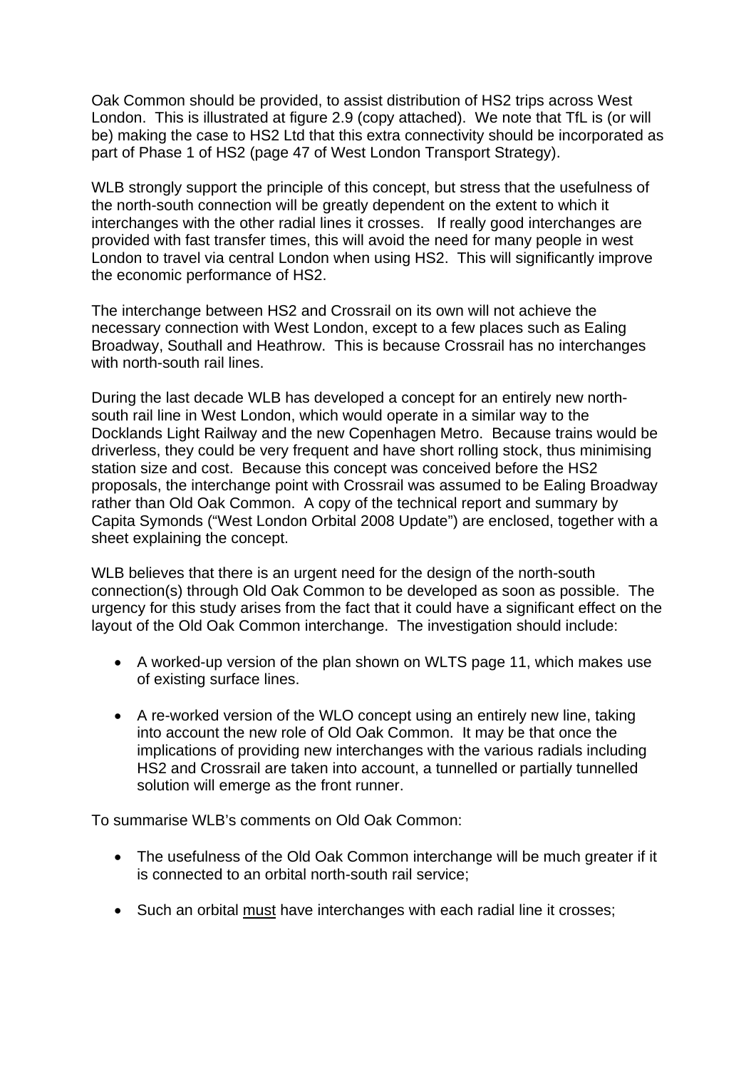Oak Common should be provided, to assist distribution of HS2 trips across West London. This is illustrated at figure 2.9 (copy attached). We note that TfL is (or will be) making the case to HS2 Ltd that this extra connectivity should be incorporated as part of Phase 1 of HS2 (page 47 of West London Transport Strategy).

WLB strongly support the principle of this concept, but stress that the usefulness of the north-south connection will be greatly dependent on the extent to which it interchanges with the other radial lines it crosses. If really good interchanges are provided with fast transfer times, this will avoid the need for many people in west London to travel via central London when using HS2. This will significantly improve the economic performance of HS2.

The interchange between HS2 and Crossrail on its own will not achieve the necessary connection with West London, except to a few places such as Ealing Broadway, Southall and Heathrow. This is because Crossrail has no interchanges with north-south rail lines.

During the last decade WLB has developed a concept for an entirely new north-south rail line in West London, which would operate in a similar way to the Docklands Light Railway and the new Copenhagen Metro. Because trains would be driverless, they could be very frequent and have short rolling stock, thus minimising station size and cost. Because this concept was conceived before the HS2 proposals, the interchange point with Crossrail was assumed to be Ealing Broadway rather than Old Oak Common. A copy of the technical report and summary by Capita Symonds ("West London Orbital 2008 Update") are enclosed, together with a sheet explaining the concept.

WLB believes that there is an urgent need for the design of the north-south connection(s) through Old Oak Common to be developed as soon as possible. The urgency for this study arises from the fact that it could have a significant effect on the layout of the Old Oak Common interchange. The investigation should include:

- A worked-up version of the plan shown on WLTS page 11, which makes use of existing surface lines.
- A re-worked version of the WLO concept using an entirely new line, taking into account the new role of Old Oak Common. It may be that once the implications of providing new interchanges with the various radials including HS2 and Crossrail are taken into account, a tunnelled or partially tunnelled solution will emerge as the front runner.

To summarise WLB's comments on Old Oak Common:

- The usefulness of the Old Oak Common interchange will be much greater if it is connected to an orbital north-south rail service;
- Such an orbital must have interchanges with each radial line it crosses;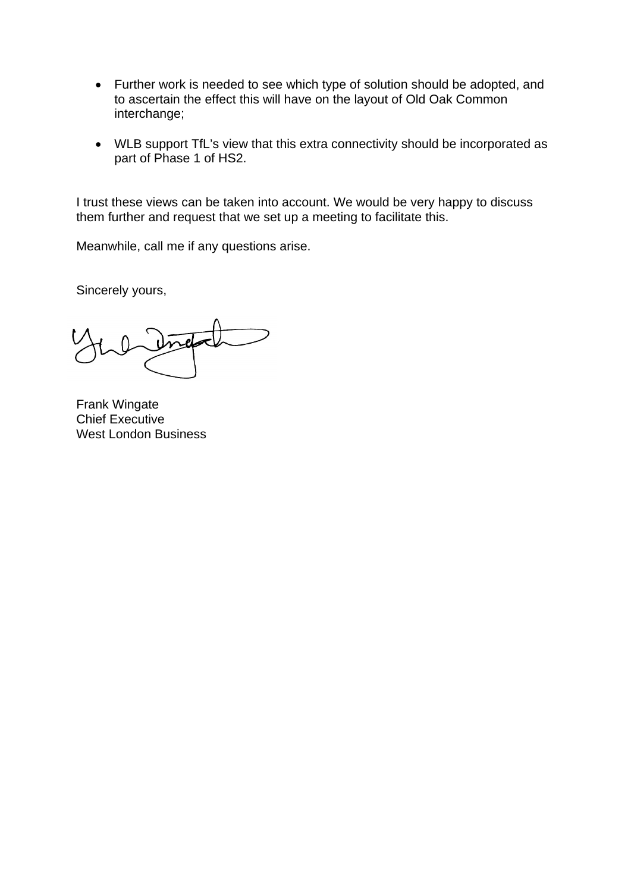- Further work is needed to see which type of solution should be adopted, and to ascertain the effect this will have on the layout of Old Oak Common interchange;

- WLB support TfL's view that this extra connectivity should be incorporated as part of Phase 1 of HS2.

I trust these views can be taken into account. We would be very happy to discuss them further and request that we set up a meeting to facilitate this.

Meanwhile, call me if any questions arise.

Sincerely yours,

Frank Wingate  
Chief Executive  
West London Business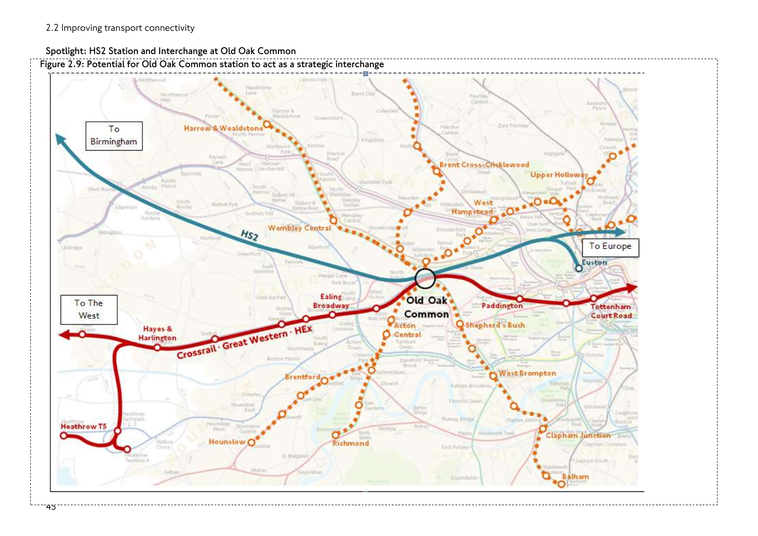2.2 Improving transport connectivity

**Spotlight: HS2 Station and Interchange at Old Oak Common**

Figure 2.9: Potential for Old Oak Common station to act as a strategic interchange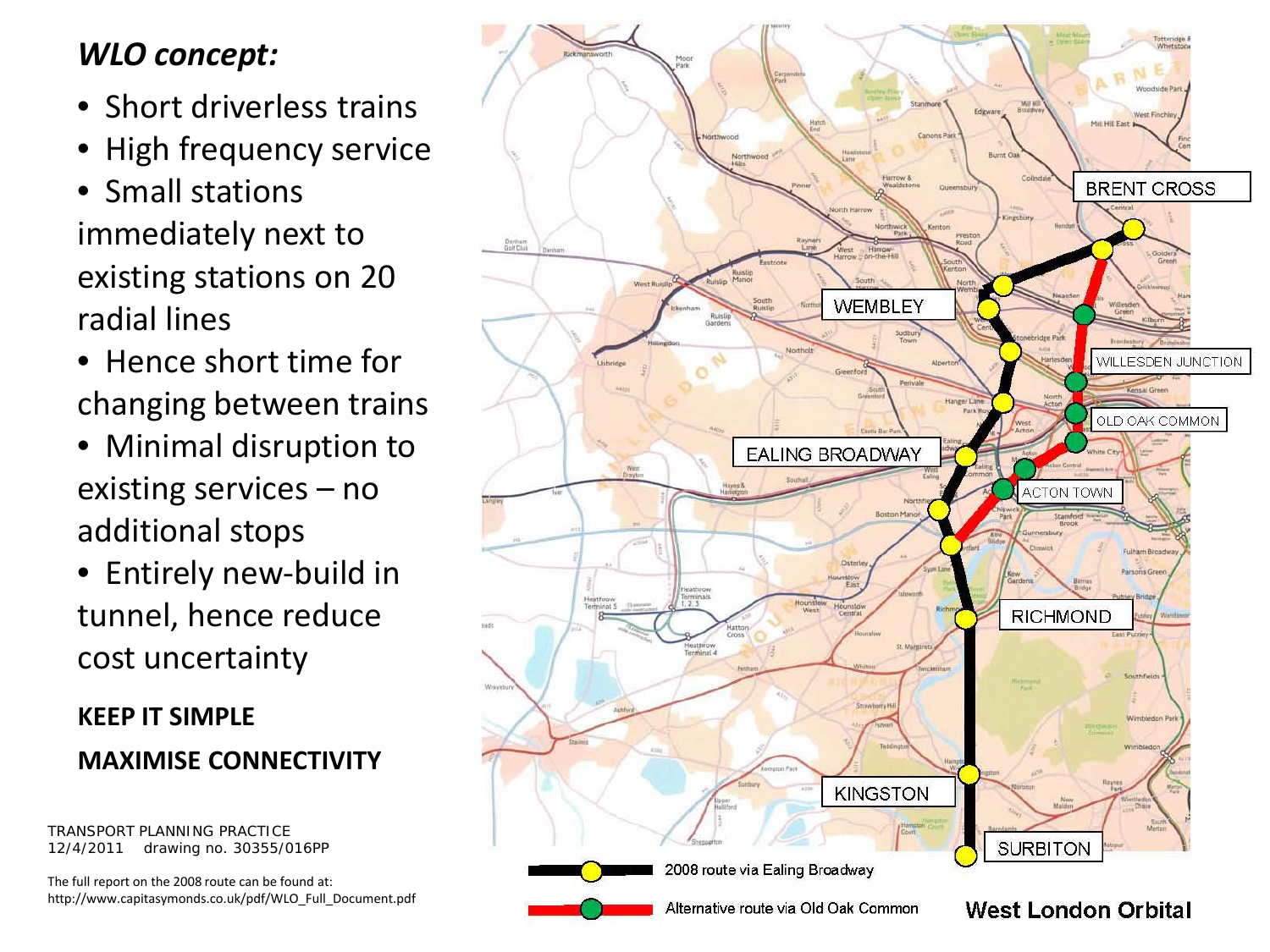## *WLO concept:*

- Short driverless trains
- High frequency service
- Small stations immediately next to existing stations on 20 radial lines
- Hence short time for changing between trains
- Minimal disruption to existing services – no additional stops
- Entirely new-build in tunnel, hence reduce cost uncertainty

**KEEP IT SIMPLE**

**MAXIMISE CONNECTIVITY**

TRANSPORT PLANNING PRACTICE
12/4/2011 drawing no. 30355/016PP

The full report on the 2008 route can be found at:
http://www.capitasymonds.co.uk/pdf/WLO_Full_Document.pdf

BRENT CROSS

WEMBLEY

WILLESDEN JUNCTION

OLD OAK COMMON

EALING BROADWAY

ACTON TOWN

RICHMOND

KINGSTON

SURBITON

2008 route via Ealing Broadway

Alternative route via Old Oak Common

West London Orbital